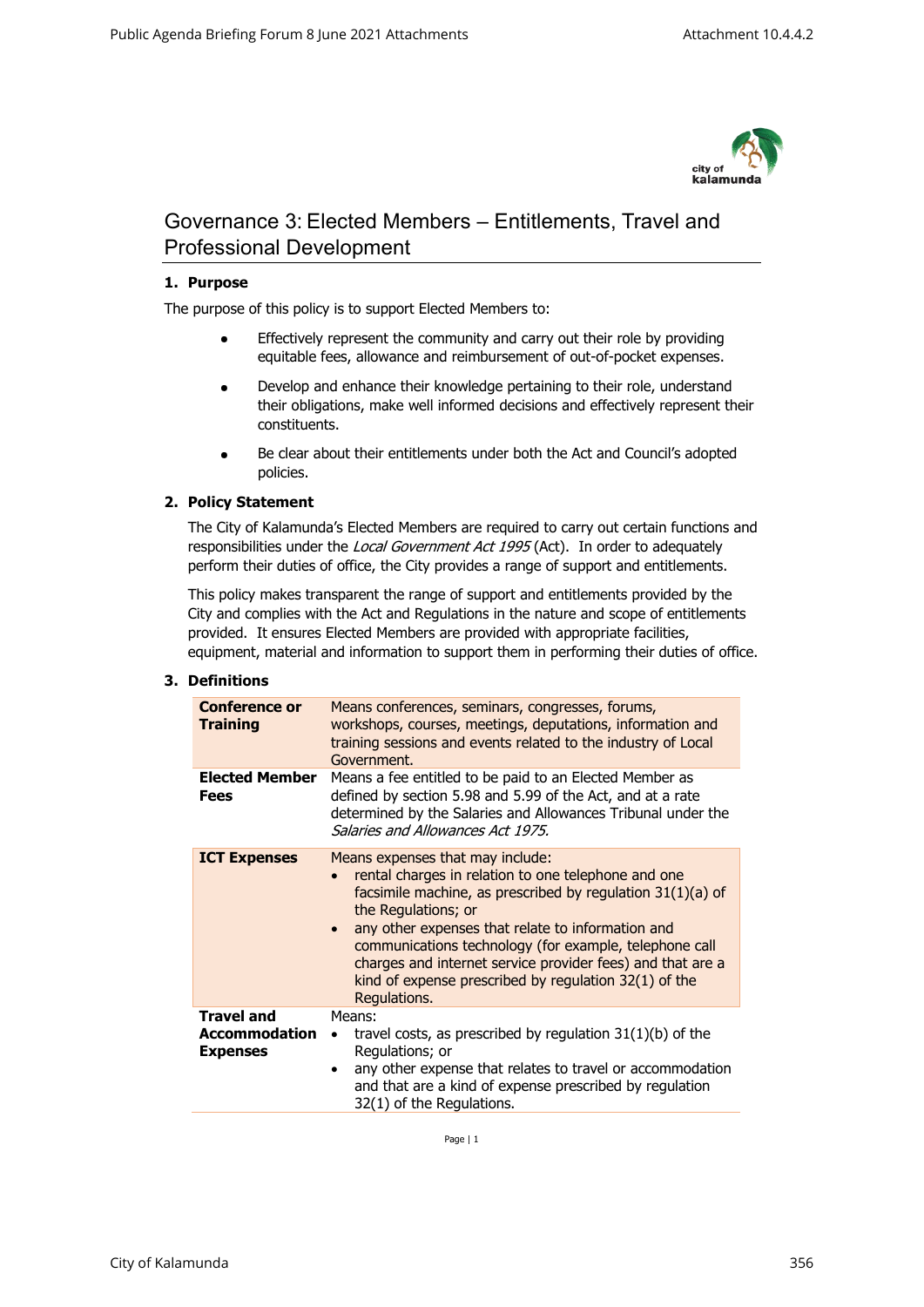# Governance 3: Elected Members – Entitlements, Travel and Professional Development

## 1. Purpose

The purpose of this policy is to support Elected Members to:

- Effectively represent the community and carry out their role by providing equitable fees, allowance and reimbursement of out-of-pocket expenses.
- Develop and enhance their knowledge pertaining to their role, understand their obligations, make well informed decisions and effectively represent their constituents.
- Be clear about their entitlements under both the Act and Council's adopted policies.

## 2. Policy Statement

The City of Kalamunda's Elected Members are required to carry out certain functions and responsibilities under the *Local Government Act 1995* (Act). In order to adequately perform their duties of office, the City provides a range of support and entitlements.

This policy makes transparent the range of support and entitlements provided by the City and complies with the Act and Regulations in the nature and scope of entitlements provided. It ensures Elected Members are provided with appropriate facilities, equipment, material and information to support them in performing their duties of office.

## 3. Definitions

| Term | Definition |
|---|---|
| **Conference or Training** | Means conferences, seminars, congresses, forums, workshops, courses, meetings, deputations, information and training sessions and events related to the industry of Local Government. |
| **Elected Member Fees** | Means a fee entitled to be paid to an Elected Member as defined by section 5.98 and 5.99 of the Act, and at a rate determined by the Salaries and Allowances Tribunal under the *Salaries and Allowances Act 1975.* |
| **ICT Expenses** | Means expenses that may include:<br>• rental charges in relation to one telephone and one facsimile machine, as prescribed by regulation 31(1)(a) of the Regulations; or<br>• any other expenses that relate to information and communications technology (for example, telephone call charges and internet service provider fees) and that are a kind of expense prescribed by regulation 32(1) of the Regulations. |
| **Travel and Accommodation Expenses** | Means:<br>• travel costs, as prescribed by regulation 31(1)(b) of the Regulations; or<br>• any other expense that relates to travel or accommodation and that are a kind of expense prescribed by regulation 32(1) of the Regulations. |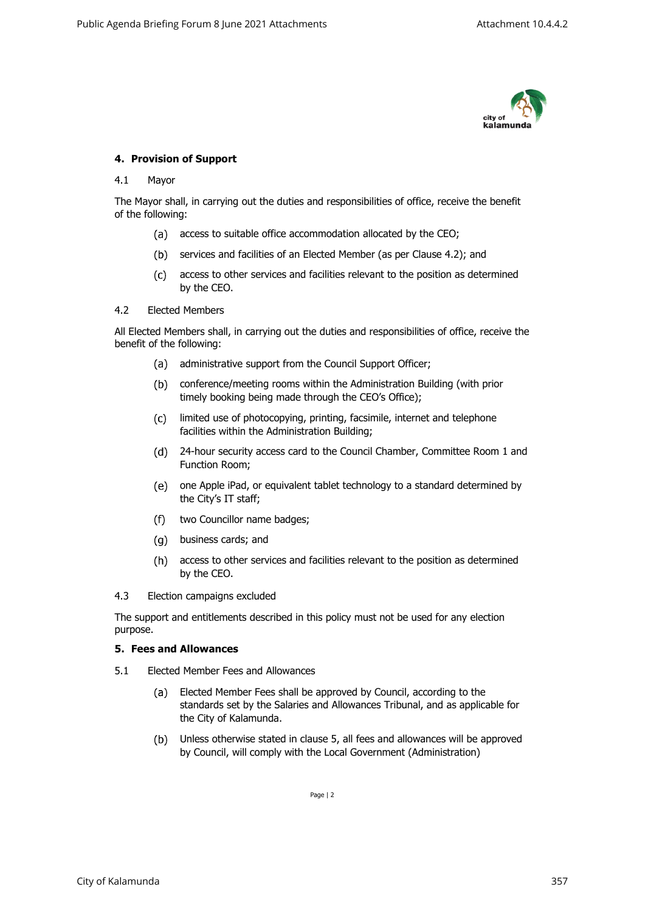## 4. Provision of Support

4.1 Mayor

The Mayor shall, in carrying out the duties and responsibilities of office, receive the benefit of the following:

(a) access to suitable office accommodation allocated by the CEO;

(b) services and facilities of an Elected Member (as per Clause 4.2); and

(c) access to other services and facilities relevant to the position as determined by the CEO.

4.2 Elected Members

All Elected Members shall, in carrying out the duties and responsibilities of office, receive the benefit of the following:

(a) administrative support from the Council Support Officer;

(b) conference/meeting rooms within the Administration Building (with prior timely booking being made through the CEO's Office);

(c) limited use of photocopying, printing, facsimile, internet and telephone facilities within the Administration Building;

(d) 24-hour security access card to the Council Chamber, Committee Room 1 and Function Room;

(e) one Apple iPad, or equivalent tablet technology to a standard determined by the City's IT staff;

(f) two Councillor name badges;

(g) business cards; and

(h) access to other services and facilities relevant to the position as determined by the CEO.

4.3 Election campaigns excluded

The support and entitlements described in this policy must not be used for any election purpose.

## 5. Fees and Allowances

5.1 Elected Member Fees and Allowances

(a) Elected Member Fees shall be approved by Council, according to the standards set by the Salaries and Allowances Tribunal, and as applicable for the City of Kalamunda.

(b) Unless otherwise stated in clause 5, all fees and allowances will be approved by Council, will comply with the Local Government (Administration)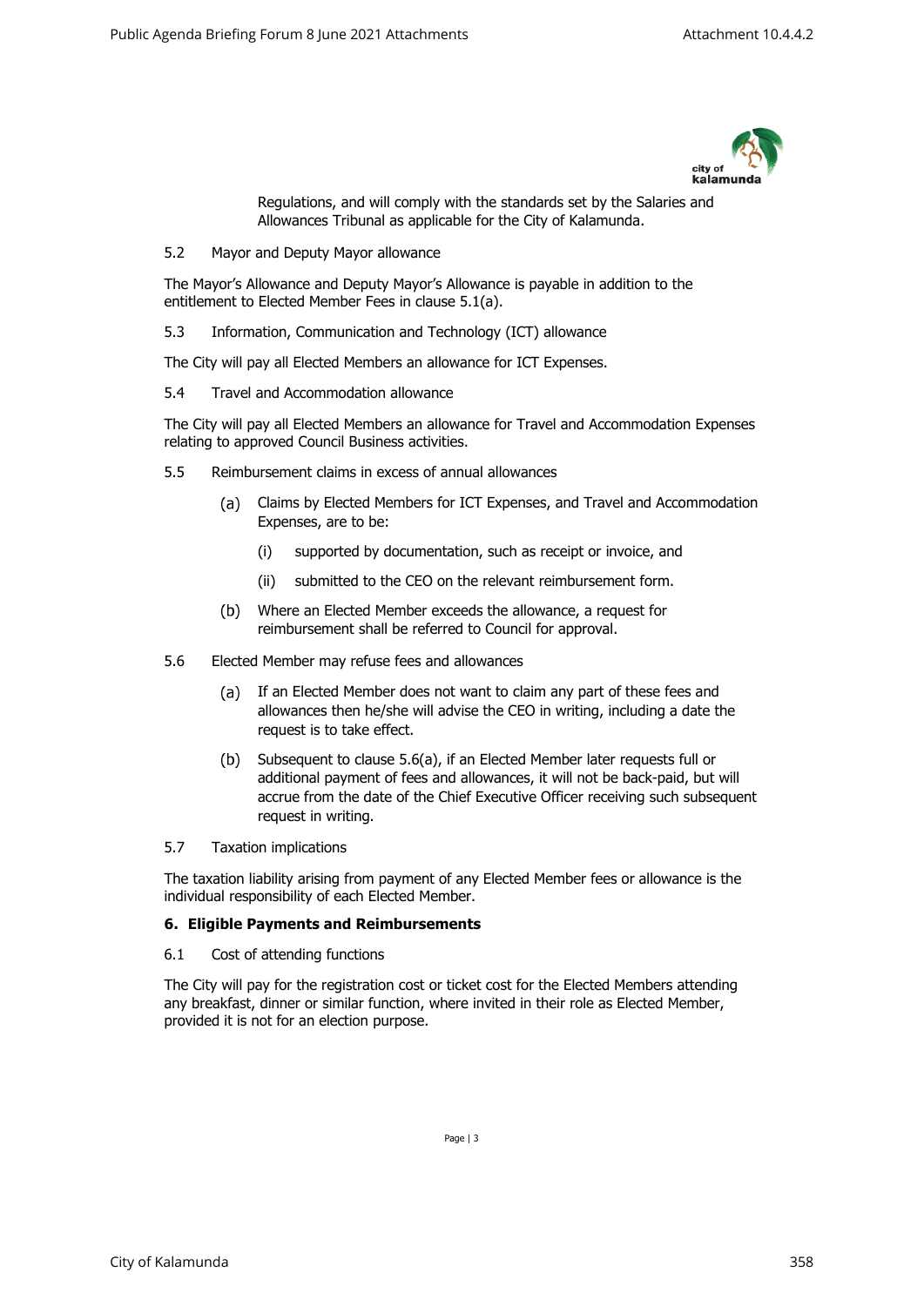Regulations, and will comply with the standards set by the Salaries and Allowances Tribunal as applicable for the City of Kalamunda.

5.2 Mayor and Deputy Mayor allowance

The Mayor's Allowance and Deputy Mayor's Allowance is payable in addition to the entitlement to Elected Member Fees in clause 5.1(a).

5.3 Information, Communication and Technology (ICT) allowance

The City will pay all Elected Members an allowance for ICT Expenses.

5.4 Travel and Accommodation allowance

The City will pay all Elected Members an allowance for Travel and Accommodation Expenses relating to approved Council Business activities.

5.5 Reimbursement claims in excess of annual allowances

(a) Claims by Elected Members for ICT Expenses, and Travel and Accommodation Expenses, are to be:

(i) supported by documentation, such as receipt or invoice, and

(ii) submitted to the CEO on the relevant reimbursement form.

(b) Where an Elected Member exceeds the allowance, a request for reimbursement shall be referred to Council for approval.

5.6 Elected Member may refuse fees and allowances

(a) If an Elected Member does not want to claim any part of these fees and allowances then he/she will advise the CEO in writing, including a date the request is to take effect.

(b) Subsequent to clause 5.6(a), if an Elected Member later requests full or additional payment of fees and allowances, it will not be back-paid, but will accrue from the date of the Chief Executive Officer receiving such subsequent request in writing.

5.7 Taxation implications

The taxation liability arising from payment of any Elected Member fees or allowance is the individual responsibility of each Elected Member.

## 6. Eligible Payments and Reimbursements

6.1 Cost of attending functions

The City will pay for the registration cost or ticket cost for the Elected Members attending any breakfast, dinner or similar function, where invited in their role as Elected Member, provided it is not for an election purpose.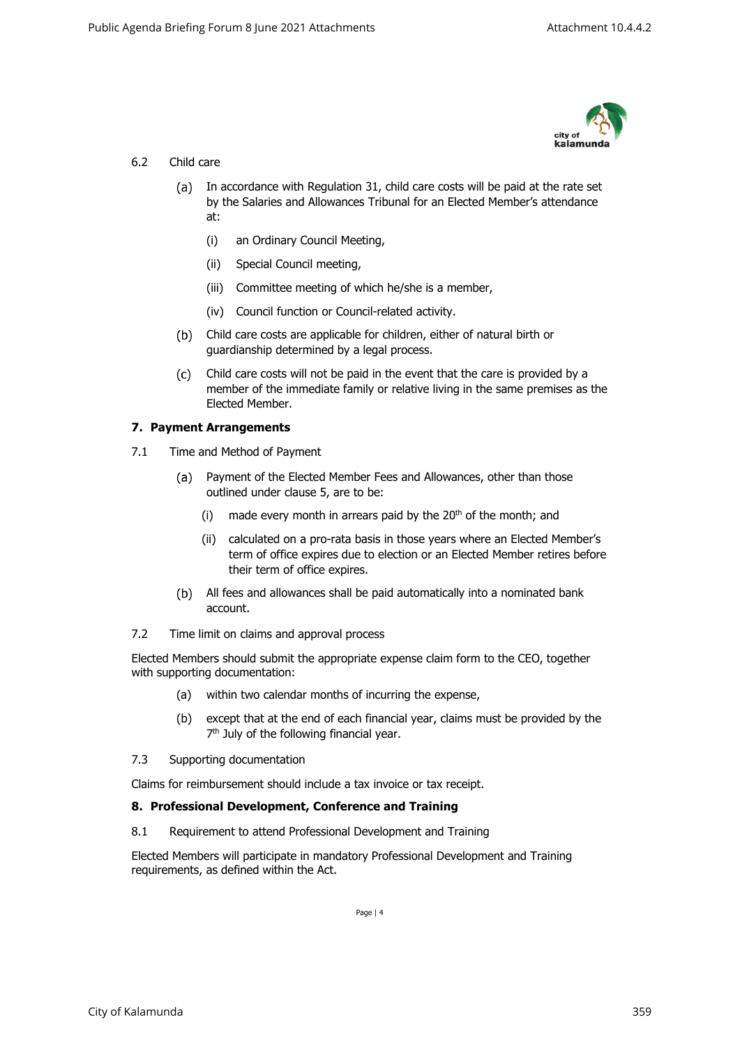6.2 Child care

(a) In accordance with Regulation 31, child care costs will be paid at the rate set by the Salaries and Allowances Tribunal for an Elected Member's attendance at:

(i) an Ordinary Council Meeting,

(ii) Special Council meeting,

(iii) Committee meeting of which he/she is a member,

(iv) Council function or Council-related activity.

(b) Child care costs are applicable for children, either of natural birth or guardianship determined by a legal process.

(c) Child care costs will not be paid in the event that the care is provided by a member of the immediate family or relative living in the same premises as the Elected Member.

**7. Payment Arrangements**

7.1 Time and Method of Payment

(a) Payment of the Elected Member Fees and Allowances, other than those outlined under clause 5, are to be:

(i) made every month in arrears paid by the 20th of the month; and

(ii) calculated on a pro-rata basis in those years where an Elected Member's term of office expires due to election or an Elected Member retires before their term of office expires.

(b) All fees and allowances shall be paid automatically into a nominated bank account.

7.2 Time limit on claims and approval process

Elected Members should submit the appropriate expense claim form to the CEO, together with supporting documentation:

(a) within two calendar months of incurring the expense,

(b) except that at the end of each financial year, claims must be provided by the 7th July of the following financial year.

7.3 Supporting documentation

Claims for reimbursement should include a tax invoice or tax receipt.

**8. Professional Development, Conference and Training**

8.1 Requirement to attend Professional Development and Training

Elected Members will participate in mandatory Professional Development and Training requirements, as defined within the Act.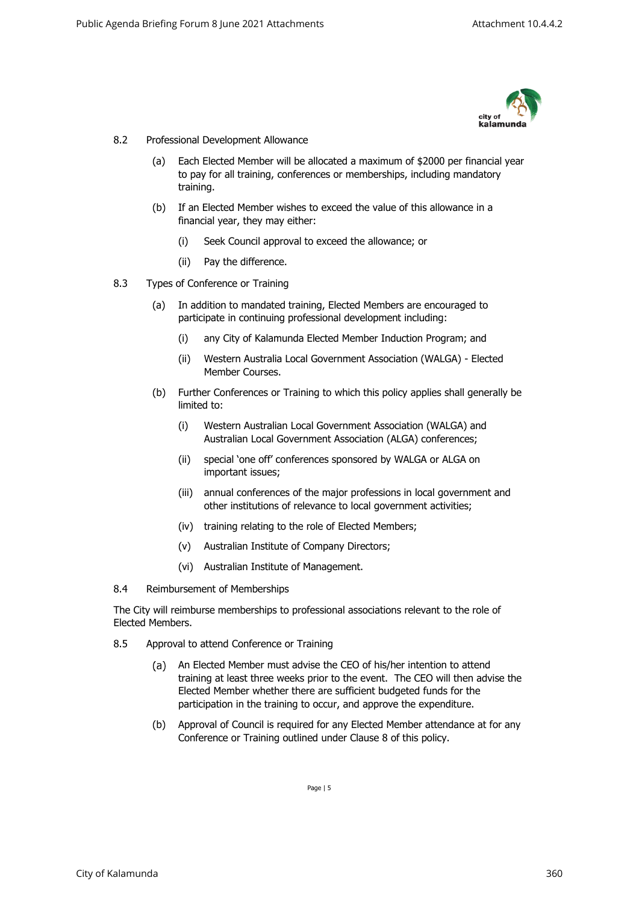8.2 Professional Development Allowance

(a) Each Elected Member will be allocated a maximum of $2000 per financial year to pay for all training, conferences or memberships, including mandatory training.

(b) If an Elected Member wishes to exceed the value of this allowance in a financial year, they may either:

(i) Seek Council approval to exceed the allowance; or

(ii) Pay the difference.

8.3 Types of Conference or Training

(a) In addition to mandated training, Elected Members are encouraged to participate in continuing professional development including:

(i) any City of Kalamunda Elected Member Induction Program; and

(ii) Western Australia Local Government Association (WALGA) - Elected Member Courses.

(b) Further Conferences or Training to which this policy applies shall generally be limited to:

(i) Western Australian Local Government Association (WALGA) and Australian Local Government Association (ALGA) conferences;

(ii) special 'one off' conferences sponsored by WALGA or ALGA on important issues;

(iii) annual conferences of the major professions in local government and other institutions of relevance to local government activities;

(iv) training relating to the role of Elected Members;

(v) Australian Institute of Company Directors;

(vi) Australian Institute of Management.

8.4 Reimbursement of Memberships

The City will reimburse memberships to professional associations relevant to the role of Elected Members.

8.5 Approval to attend Conference or Training

(a) An Elected Member must advise the CEO of his/her intention to attend training at least three weeks prior to the event. The CEO will then advise the Elected Member whether there are sufficient budgeted funds for the participation in the training to occur, and approve the expenditure.

(b) Approval of Council is required for any Elected Member attendance at for any Conference or Training outlined under Clause 8 of this policy.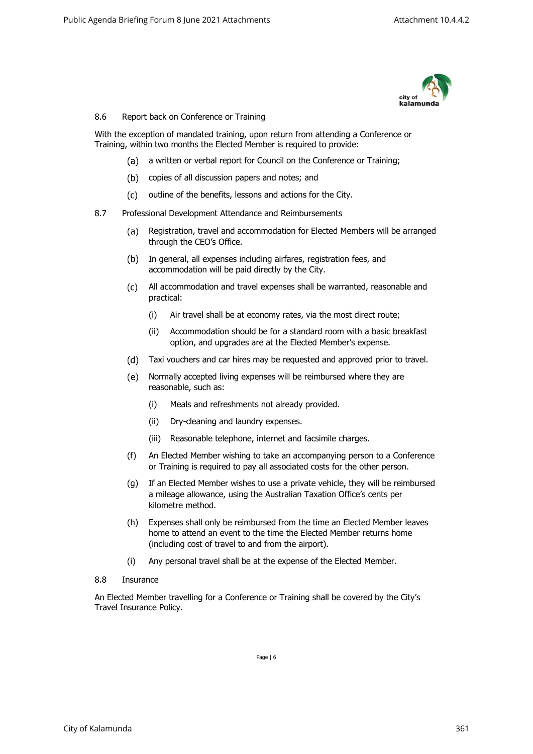## 8.6 Report back on Conference or Training

With the exception of mandated training, upon return from attending a Conference or Training, within two months the Elected Member is required to provide:

(a) a written or verbal report for Council on the Conference or Training;

(b) copies of all discussion papers and notes; and

(c) outline of the benefits, lessons and actions for the City.

## 8.7 Professional Development Attendance and Reimbursements

(a) Registration, travel and accommodation for Elected Members will be arranged through the CEO's Office.

(b) In general, all expenses including airfares, registration fees, and accommodation will be paid directly by the City.

(c) All accommodation and travel expenses shall be warranted, reasonable and practical:

- (i) Air travel shall be at economy rates, via the most direct route;
- (ii) Accommodation should be for a standard room with a basic breakfast option, and upgrades are at the Elected Member's expense.

(d) Taxi vouchers and car hires may be requested and approved prior to travel.

(e) Normally accepted living expenses will be reimbursed where they are reasonable, such as:

- (i) Meals and refreshments not already provided.
- (ii) Dry-cleaning and laundry expenses.
- (iii) Reasonable telephone, internet and facsimile charges.

(f) An Elected Member wishing to take an accompanying person to a Conference or Training is required to pay all associated costs for the other person.

(g) If an Elected Member wishes to use a private vehicle, they will be reimbursed a mileage allowance, using the Australian Taxation Office's cents per kilometre method.

(h) Expenses shall only be reimbursed from the time an Elected Member leaves home to attend an event to the time the Elected Member returns home (including cost of travel to and from the airport).

(i) Any personal travel shall be at the expense of the Elected Member.

## 8.8 Insurance

An Elected Member travelling for a Conference or Training shall be covered by the City's Travel Insurance Policy.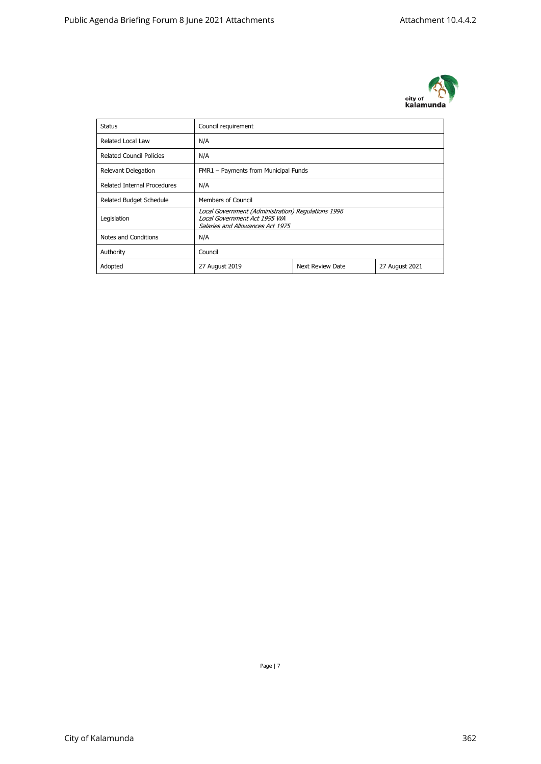| | | | |
|---|---|---|---|
| Status | Council requirement | | |
| Related Local Law | N/A | | |
| Related Council Policies | N/A | | |
| Relevant Delegation | FMR1 – Payments from Municipal Funds | | |
| Related Internal Procedures | N/A | | |
| Related Budget Schedule | Members of Council | | |
| Legislation | *Local Government (Administration) Regulations 1996*<br>*Local Government Act 1995 WA*<br>*Salaries and Allowances Act 1975* | | |
| Notes and Conditions | N/A | | |
| Authority | Council | | |
| Adopted | 27 August 2019 | Next Review Date | 27 August 2021 |